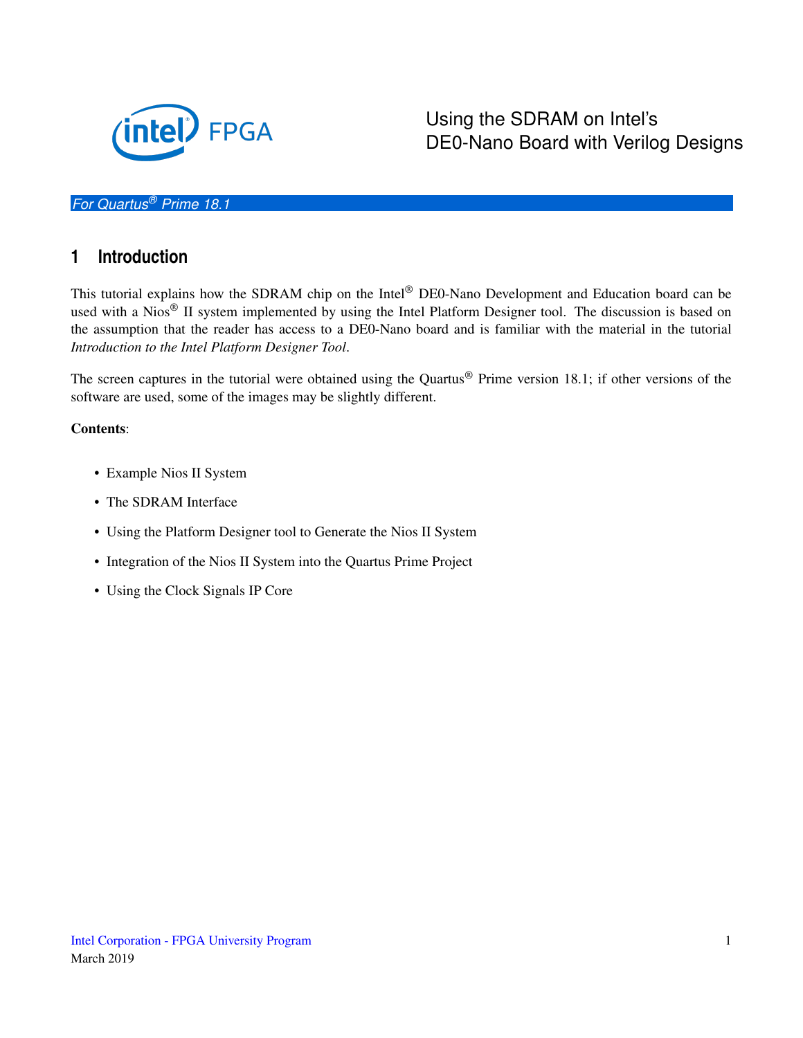# Using the SDRAM on Intel's DE0-Nano Board with Verilog Designs

*For Quartus® Prime 18.1*

## 1 Introduction

This tutorial explains how the SDRAM chip on the Intel® DE0-Nano Development and Education board can be used with a Nios® II system implemented by using the Intel Platform Designer tool. The discussion is based on the assumption that the reader has access to a DE0-Nano board and is familiar with the material in the tutorial *Introduction to the Intel Platform Designer Tool*.

The screen captures in the tutorial were obtained using the Quartus® Prime version 18.1; if other versions of the software are used, some of the images may be slightly different.

**Contents**:

- Example Nios II System
- The SDRAM Interface
- Using the Platform Designer tool to Generate the Nios II System
- Integration of the Nios II System into the Quartus Prime Project
- Using the Clock Signals IP Core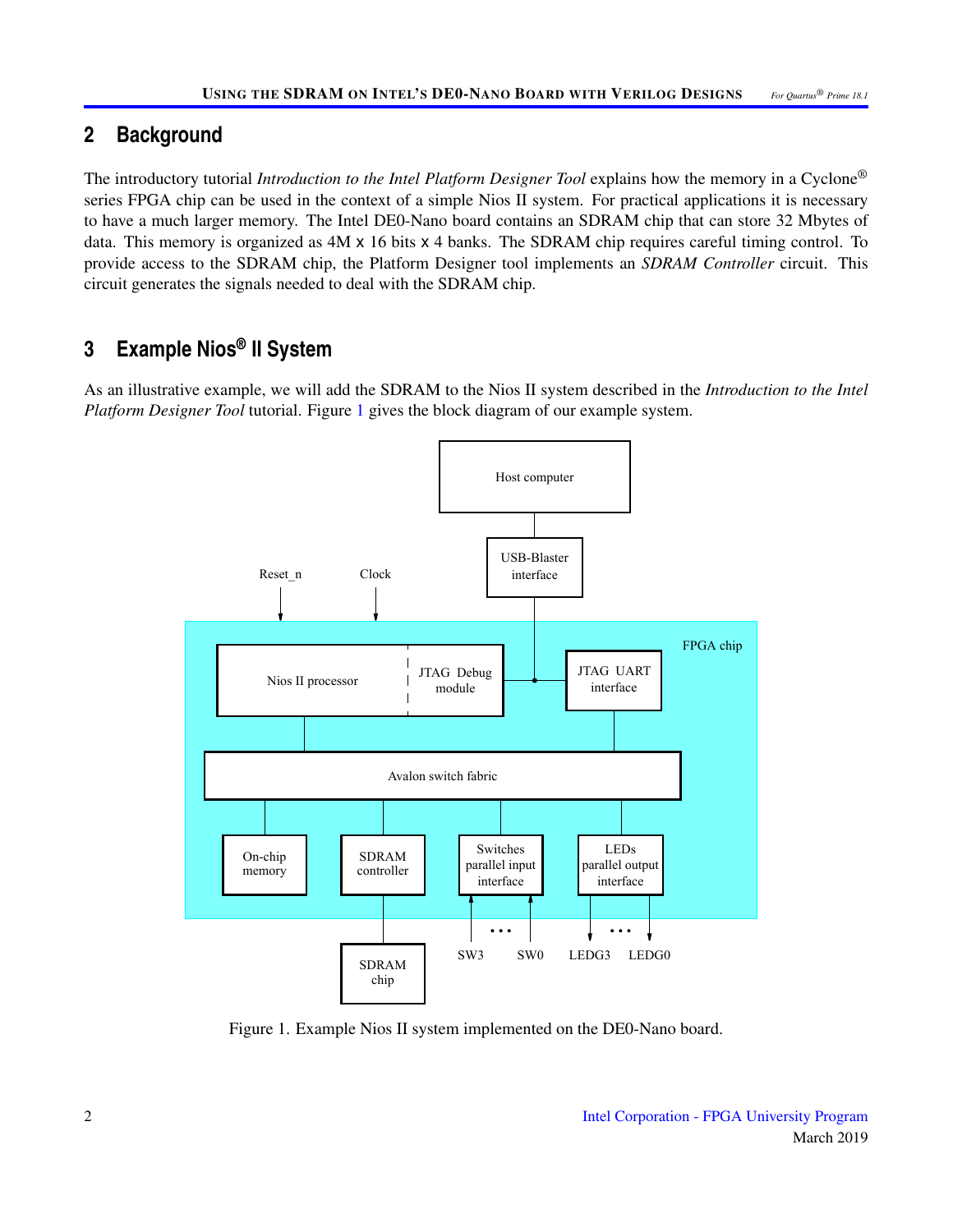## 2 Background

The introductory tutorial *Introduction to the Intel Platform Designer Tool* explains how the memory in a Cyclone® series FPGA chip can be used in the context of a simple Nios II system. For practical applications it is necessary to have a much larger memory. The Intel DE0-Nano board contains an SDRAM chip that can store 32 Mbytes of data. This memory is organized as 4M x 16 bits x 4 banks. The SDRAM chip requires careful timing control. To provide access to the SDRAM chip, the Platform Designer tool implements an *SDRAM Controller* circuit. This circuit generates the signals needed to deal with the SDRAM chip.

## 3 Example Nios® II System

As an illustrative example, we will add the SDRAM to the Nios II system described in the *Introduction to the Intel Platform Designer Tool* tutorial. Figure 1 gives the block diagram of our example system.

Figure 1. Example Nios II system implemented on the DE0-Nano board.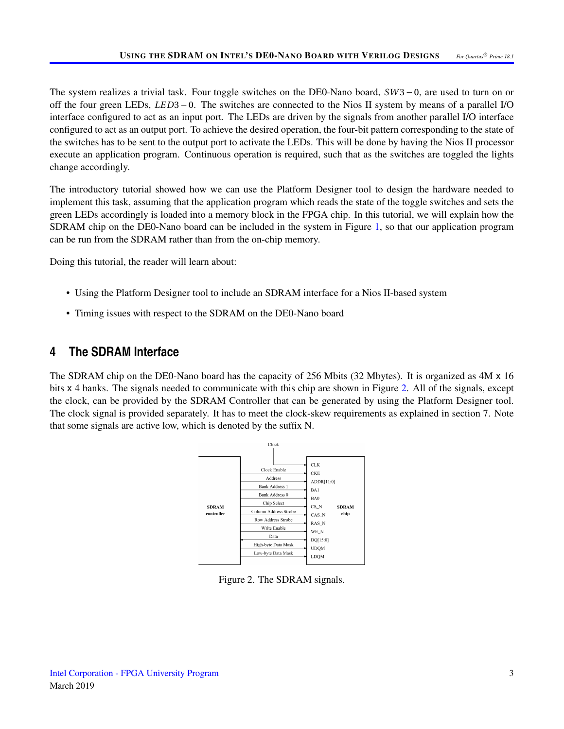The system realizes a trivial task. Four toggle switches on the DE0-Nano board, $SW3-0$, are used to turn on or off the four green LEDs, $LED3-0$. The switches are connected to the Nios II system by means of a parallel I/O interface configured to act as an input port. The LEDs are driven by the signals from another parallel I/O interface configured to act as an output port. To achieve the desired operation, the four-bit pattern corresponding to the state of the switches has to be sent to the output port to activate the LEDs. This will be done by having the Nios II processor execute an application program. Continuous operation is required, such that as the switches are toggled the lights change accordingly.

The introductory tutorial showed how we can use the Platform Designer tool to design the hardware needed to implement this task, assuming that the application program which reads the state of the toggle switches and sets the green LEDs accordingly is loaded into a memory block in the FPGA chip. In this tutorial, we will explain how the SDRAM chip on the DE0-Nano board can be included in the system in Figure 1, so that our application program can be run from the SDRAM rather than from the on-chip memory.

Doing this tutorial, the reader will learn about:

- Using the Platform Designer tool to include an SDRAM interface for a Nios II-based system
- Timing issues with respect to the SDRAM on the DE0-Nano board

## 4 The SDRAM Interface

The SDRAM chip on the DE0-Nano board has the capacity of 256 Mbits (32 Mbytes). It is organized as 4M x 16 bits x 4 banks. The signals needed to communicate with this chip are shown in Figure 2. All of the signals, except the clock, can be provided by the SDRAM Controller that can be generated by using the Platform Designer tool. The clock signal is provided separately. It has to meet the clock-skew requirements as explained in section 7. Note that some signals are active low, which is denoted by the suffix N.

| SDRAM controller signal | SDRAM chip pin |
|---|---|
| Clock (provided separately) | CLK |
| Clock Enable | CKE |
| Address | ADDR[11:0] |
| Bank Address 1 | BA1 |
| Bank Address 0 | BA0 |
| Chip Select | CS_N |
| Column Address Strobe | CAS_N |
| Row Address Strobe | RAS_N |
| Write Enable | WE_N |
| Data | DQ[15:0] |
| High-byte Data Mask | UDQM |
| Low-byte Data Mask | LDQM |

Figure 2. The SDRAM signals.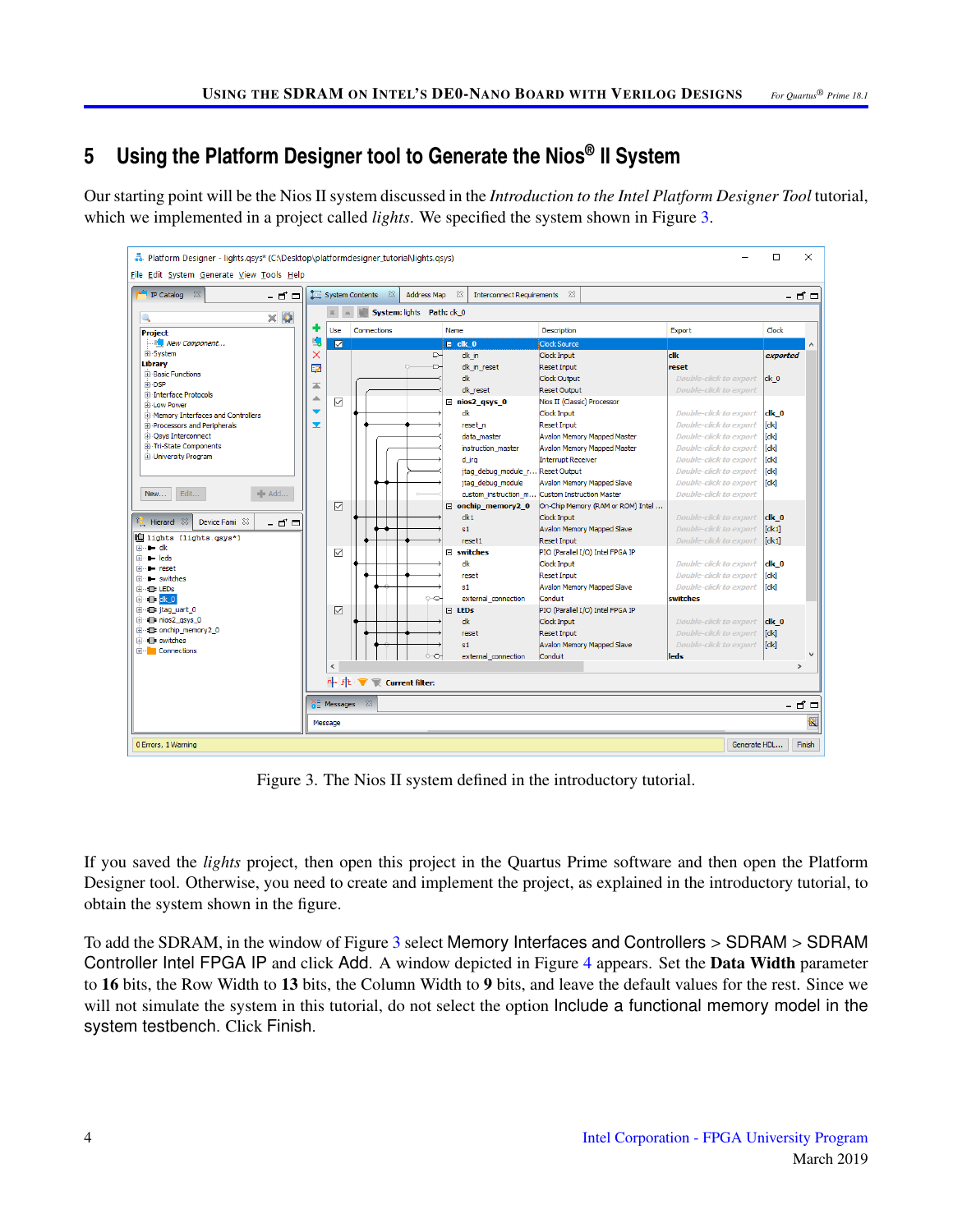# 5 Using the Platform Designer tool to Generate the Nios® II System

Our starting point will be the Nios II system discussed in the *Introduction to the Intel Platform Designer Tool* tutorial, which we implemented in a project called *lights*. We specified the system shown in Figure 3.

Figure 3. The Nios II system defined in the introductory tutorial.

If you saved the *lights* project, then open this project in the Quartus Prime software and then open the Platform Designer tool. Otherwise, you need to create and implement the project, as explained in the introductory tutorial, to obtain the system shown in the figure.

To add the SDRAM, in the window of Figure 3 select Memory Interfaces and Controllers > SDRAM > SDRAM Controller Intel FPGA IP and click Add. A window depicted in Figure 4 appears. Set the **Data Width** parameter to **16** bits, the Row Width to **13** bits, the Column Width to **9** bits, and leave the default values for the rest. Since we will not simulate the system in this tutorial, do not select the option Include a functional memory model in the system testbench. Click Finish.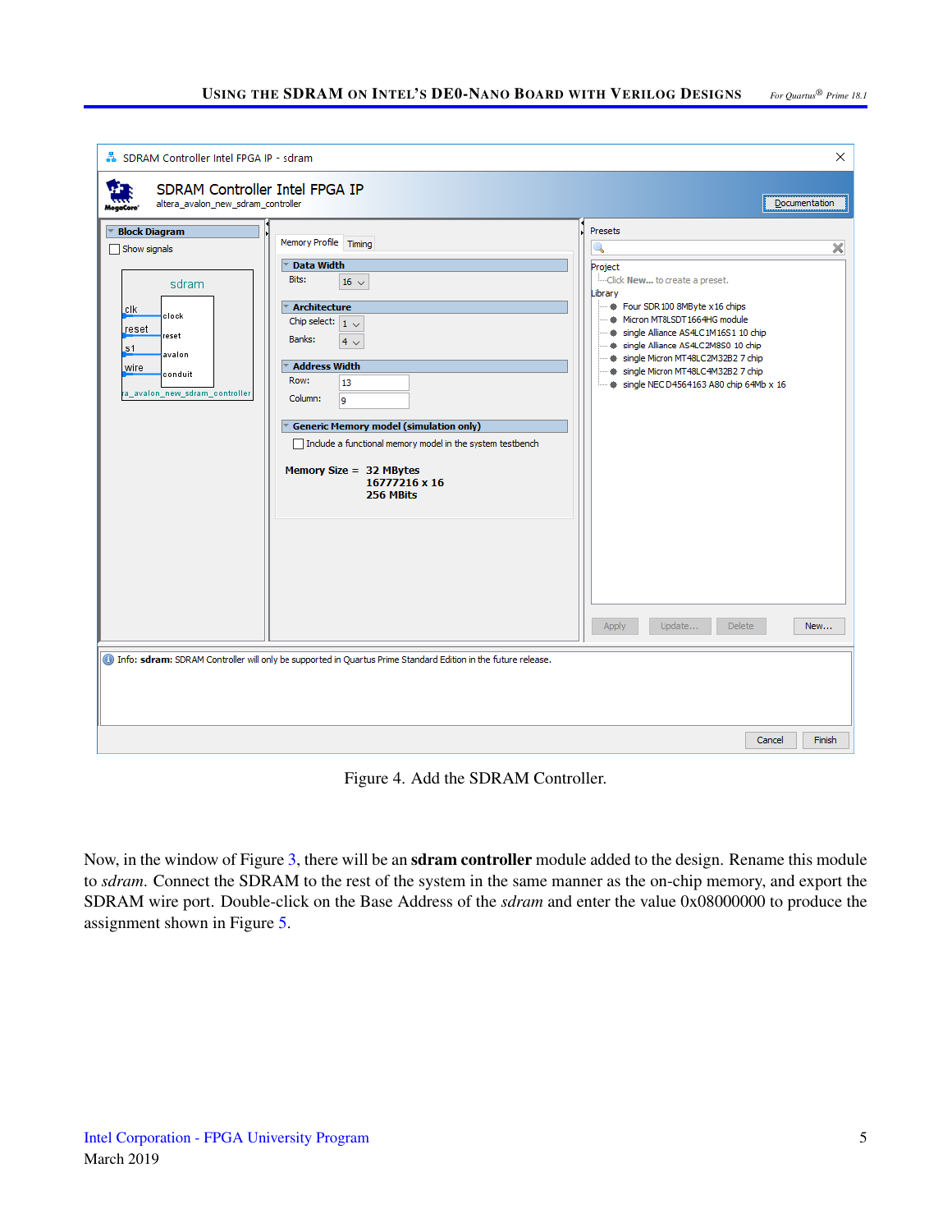Figure 4. Add the SDRAM Controller.

Now, in the window of Figure 3, there will be an **sdram controller** module added to the design. Rename this module to *sdram*. Connect the SDRAM to the rest of the system in the same manner as the on-chip memory, and export the SDRAM wire port. Double-click on the Base Address of the *sdram* and enter the value 0x08000000 to produce the assignment shown in Figure 5.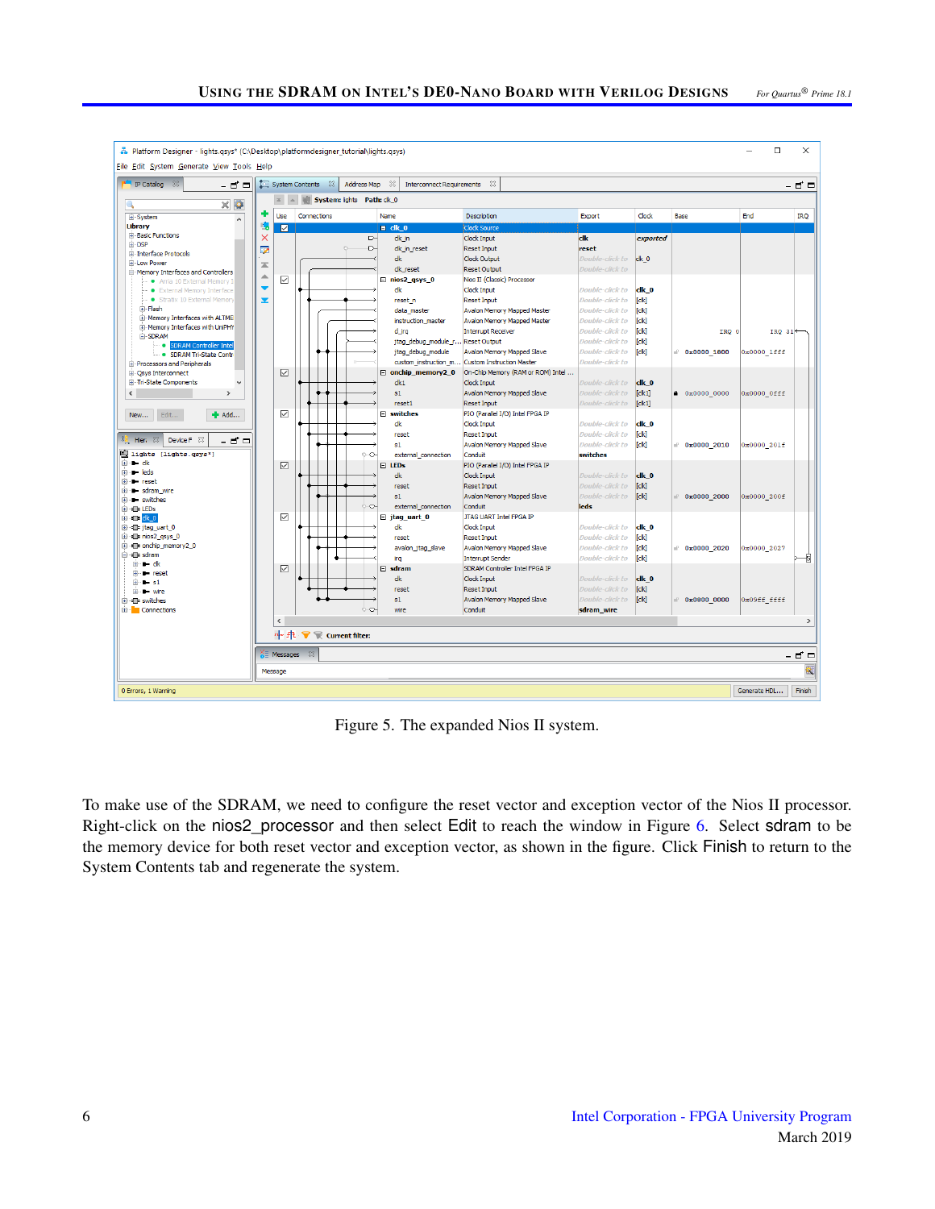Figure 5. The expanded Nios II system.

To make use of the SDRAM, we need to configure the reset vector and exception vector of the Nios II processor. Right-click on the nios2_processor and then select Edit to reach the window in Figure 6. Select sdram to be the memory device for both reset vector and exception vector, as shown in the figure. Click Finish to return to the System Contents tab and regenerate the system.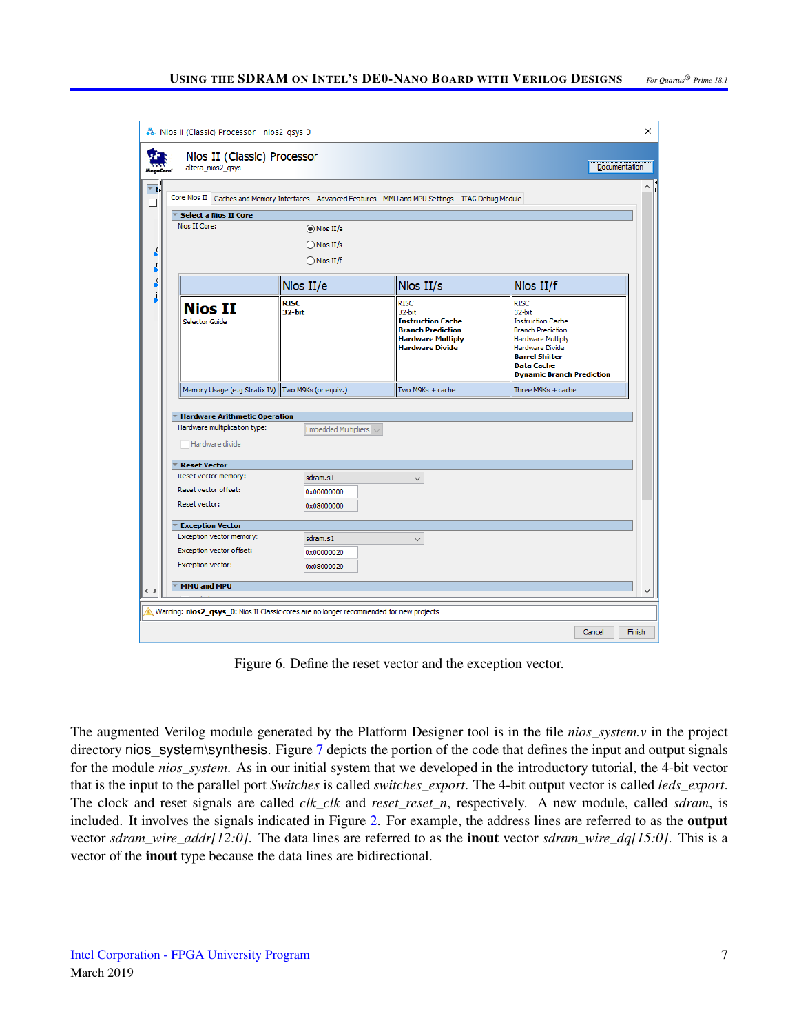Figure 6. Define the reset vector and the exception vector.

The augmented Verilog module generated by the Platform Designer tool is in the file *nios_system.v* in the project directory nios_system\synthesis. Figure 7 depicts the portion of the code that defines the input and output signals for the module *nios_system*. As in our initial system that we developed in the introductory tutorial, the 4-bit vector that is the input to the parallel port *Switches* is called *switches_export*. The 4-bit output vector is called *leds_export*. The clock and reset signals are called *clk_clk* and *reset_reset_n*, respectively. A new module, called *sdram*, is included. It involves the signals indicated in Figure 2. For example, the address lines are referred to as the **output** vector *sdram_wire_addr[12:0]*. The data lines are referred to as the **inout** vector *sdram_wire_dq[15:0]*. This is a vector of the **inout** type because the data lines are bidirectional.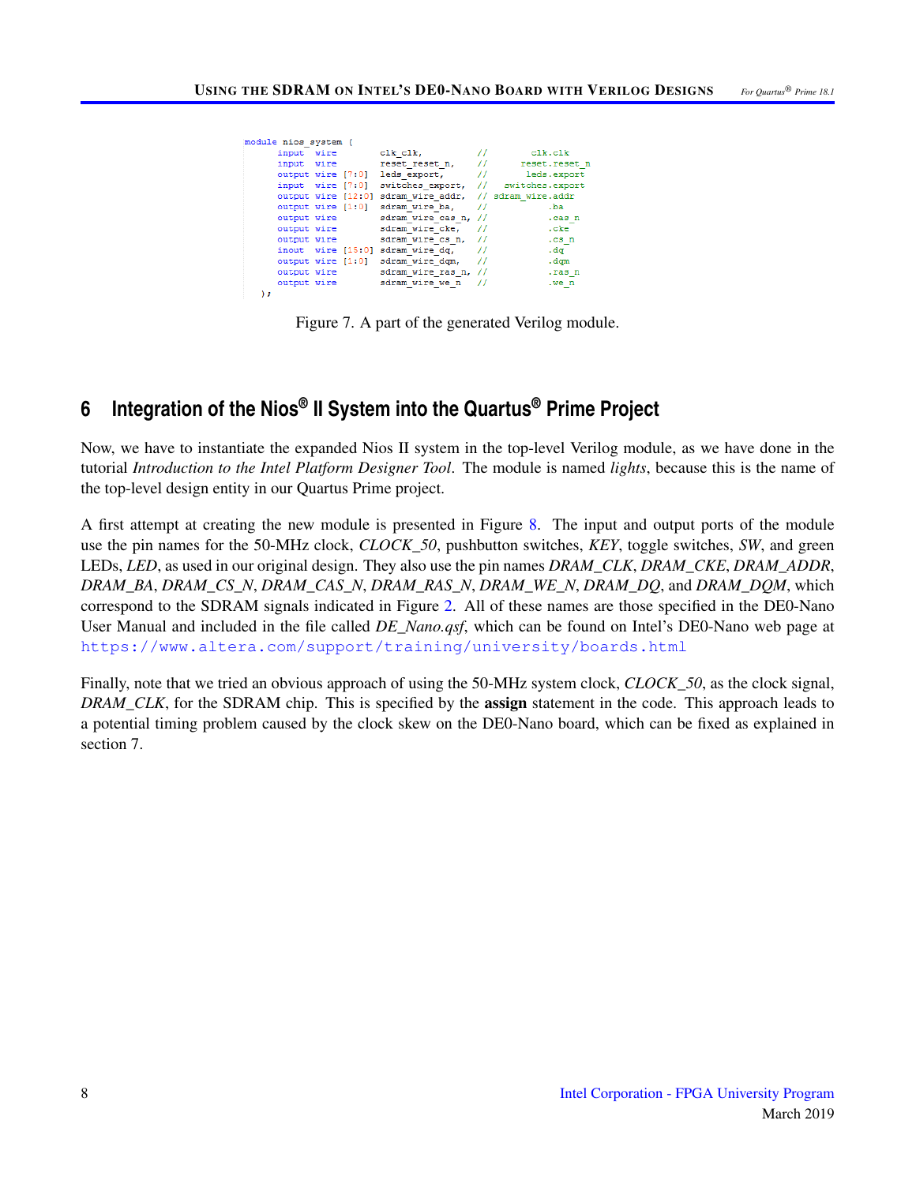```
module nios_system (
      input  wire        clk_clk,          //        clk.clk
      input  wire        reset_reset_n,    //      reset.reset_n
      output wire [7:0]  leds_export,      //       leds.export
      input  wire [7:0]  switches_export,  //   switches.export
      output wire [12:0] sdram_wire_addr,  // sdram_wire.addr
      output wire [1:0]  sdram_wire_ba,    //           .ba
      output wire        sdram_wire_cas_n, //           .cas_n
      output wire        sdram_wire_cke,   //           .cke
      output wire        sdram_wire_cs_n,  //           .cs_n
      inout  wire [15:0] sdram_wire_dq,    //           .dq
      output wire [1:0]  sdram_wire_dqm,   //           .dqm
      output wire        sdram_wire_ras_n, //           .ras_n
      output wire        sdram_wire_we_n   //           .we_n
   );
```

Figure 7. A part of the generated Verilog module.

## 6 Integration of the Nios® II System into the Quartus® Prime Project

Now, we have to instantiate the expanded Nios II system in the top-level Verilog module, as we have done in the tutorial *Introduction to the Intel Platform Designer Tool*. The module is named *lights*, because this is the name of the top-level design entity in our Quartus Prime project.

A first attempt at creating the new module is presented in Figure 8. The input and output ports of the module use the pin names for the 50-MHz clock, *CLOCK_50*, pushbutton switches, *KEY*, toggle switches, *SW*, and green LEDs, *LED*, as used in our original design. They also use the pin names *DRAM_CLK*, *DRAM_CKE*, *DRAM_ADDR*, *DRAM_BA*, *DRAM_CS_N*, *DRAM_CAS_N*, *DRAM_RAS_N*, *DRAM_WE_N*, *DRAM_DQ*, and *DRAM_DQM*, which correspond to the SDRAM signals indicated in Figure 2. All of these names are those specified in the DE0-Nano User Manual and included in the file called *DE_Nano.qsf*, which can be found on Intel's DE0-Nano web page at https://www.altera.com/support/training/university/boards.html

Finally, note that we tried an obvious approach of using the 50-MHz system clock, *CLOCK_50*, as the clock signal, *DRAM_CLK*, for the SDRAM chip. This is specified by the **assign** statement in the code. This approach leads to a potential timing problem caused by the clock skew on the DE0-Nano board, which can be fixed as explained in section 7.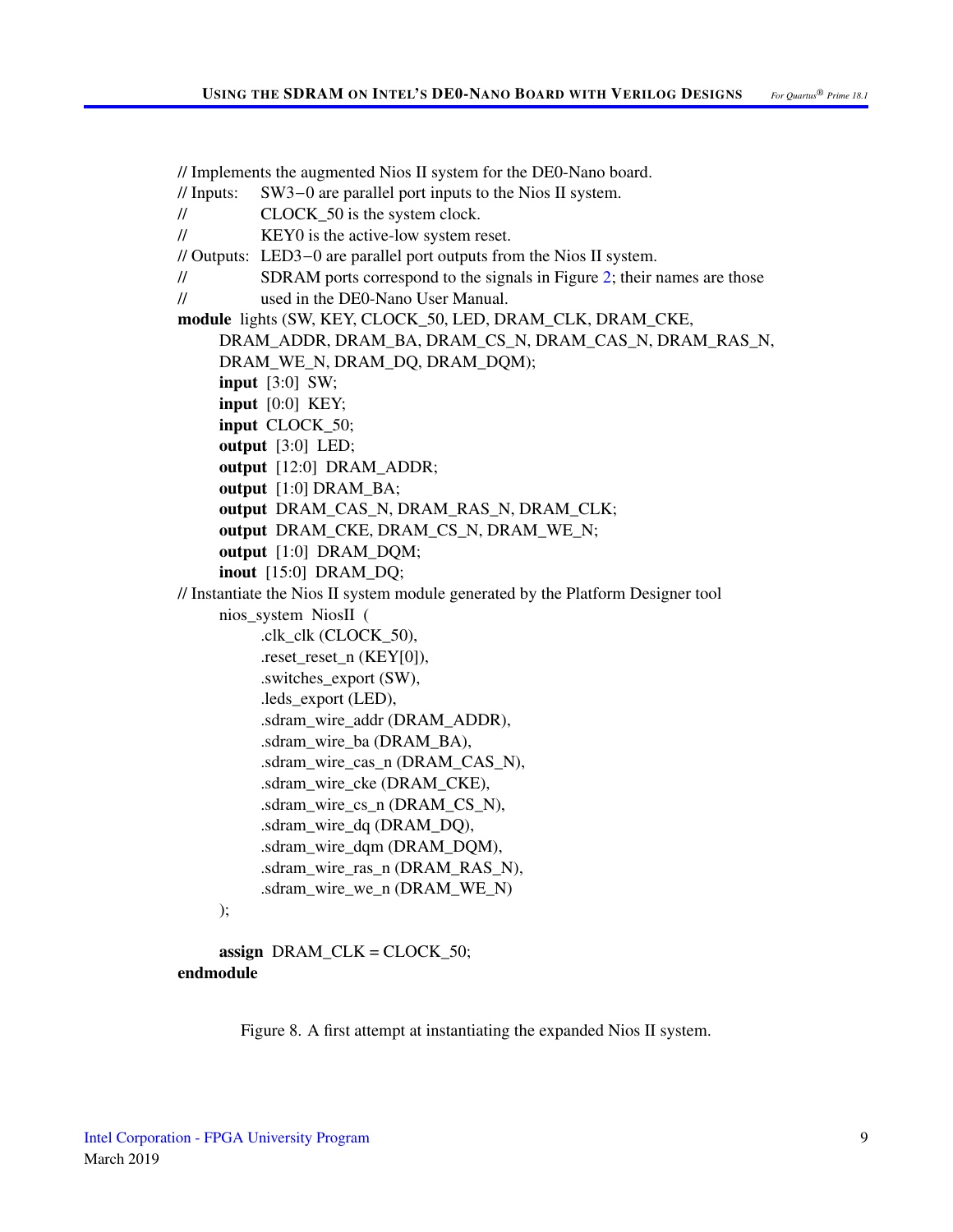```
// Implements the augmented Nios II system for the DE0-Nano board.
// Inputs:    SW3−0 are parallel port inputs to the Nios II system.
//            CLOCK_50 is the system clock.
//            KEY0 is the active-low system reset.
// Outputs:   LED3−0 are parallel port outputs from the Nios II system.
//            SDRAM ports correspond to the signals in Figure 2; their names are those
//            used in the DE0-Nano User Manual.
module lights (SW, KEY, CLOCK_50, LED, DRAM_CLK, DRAM_CKE,
    DRAM_ADDR, DRAM_BA, DRAM_CS_N, DRAM_CAS_N, DRAM_RAS_N,
    DRAM_WE_N, DRAM_DQ, DRAM_DQM);
    input  [3:0]  SW;
    input  [0:0]  KEY;
    input  CLOCK_50;
    output  [3:0]  LED;
    output  [12:0]  DRAM_ADDR;
    output  [1:0] DRAM_BA;
    output  DRAM_CAS_N, DRAM_RAS_N, DRAM_CLK;
    output  DRAM_CKE, DRAM_CS_N, DRAM_WE_N;
    output  [1:0]  DRAM_DQM;
    inout  [15:0]  DRAM_DQ;
// Instantiate the Nios II system module generated by the Platform Designer tool
    nios_system  NiosII  (
        .clk_clk (CLOCK_50),
        .reset_reset_n (KEY[0]),
        .switches_export (SW),
        .leds_export (LED),
        .sdram_wire_addr (DRAM_ADDR),
        .sdram_wire_ba (DRAM_BA),
        .sdram_wire_cas_n (DRAM_CAS_N),
        .sdram_wire_cke (DRAM_CKE),
        .sdram_wire_cs_n (DRAM_CS_N),
        .sdram_wire_dq (DRAM_DQ),
        .sdram_wire_dqm (DRAM_DQM),
        .sdram_wire_ras_n (DRAM_RAS_N),
        .sdram_wire_we_n (DRAM_WE_N)
    );

    assign  DRAM_CLK = CLOCK_50;
endmodule
```

Figure 8. A first attempt at instantiating the expanded Nios II system.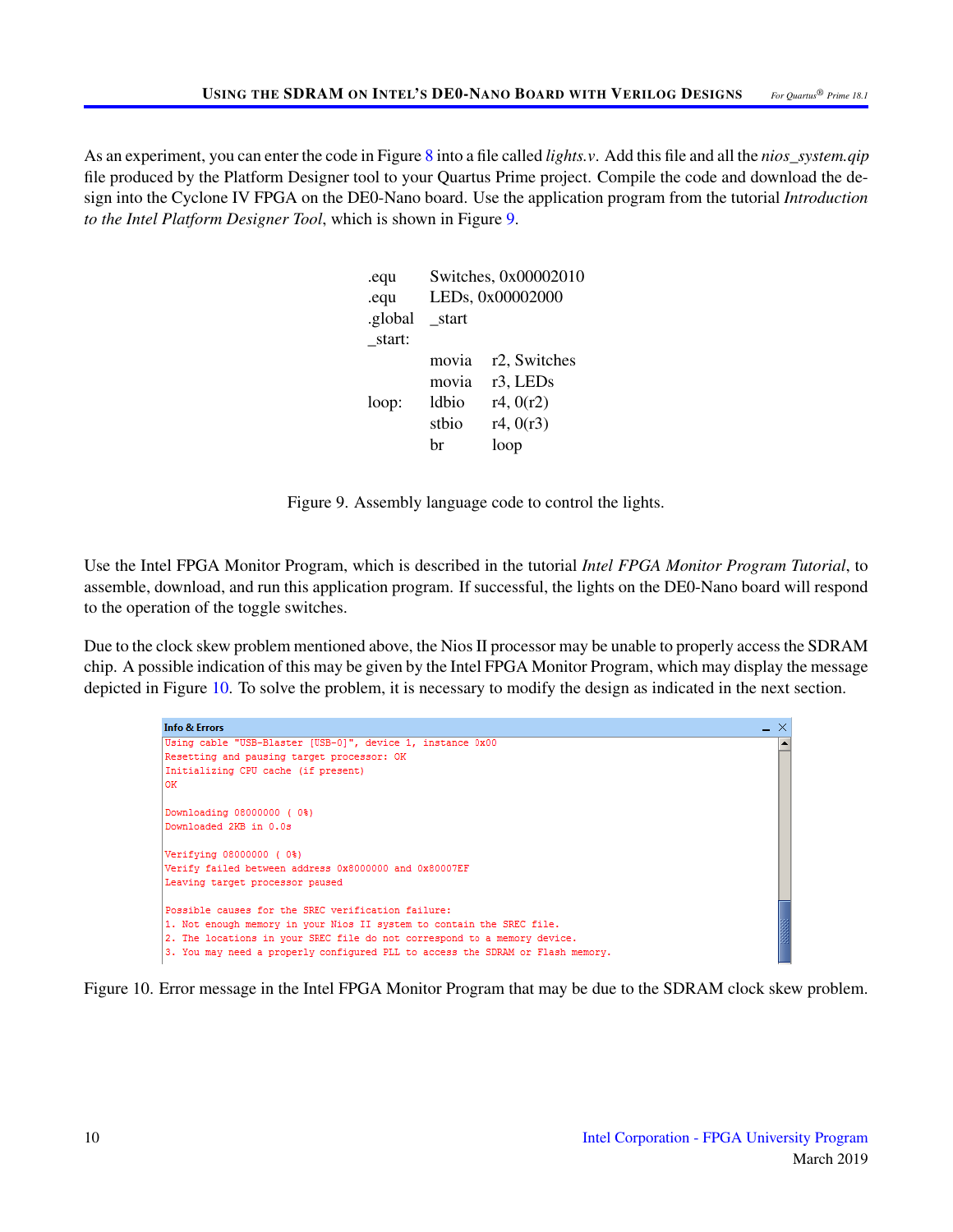As an experiment, you can enter the code in Figure 8 into a file called *lights.v*. Add this file and all the *nios_system.qip* file produced by the Platform Designer tool to your Quartus Prime project. Compile the code and download the design into the Cyclone IV FPGA on the DE0-Nano board. Use the application program from the tutorial *Introduction to the Intel Platform Designer Tool*, which is shown in Figure 9.

```
.equ      Switches, 0x00002010
.equ      LEDs, 0x00002000
.global   _start
_start:
          movia   r2, Switches
          movia   r3, LEDs
loop:     ldbio   r4, 0(r2)
          stbio   r4, 0(r3)
          br      loop
```

Figure 9. Assembly language code to control the lights.

Use the Intel FPGA Monitor Program, which is described in the tutorial *Intel FPGA Monitor Program Tutorial*, to assemble, download, and run this application program. If successful, the lights on the DE0-Nano board will respond to the operation of the toggle switches.

Due to the clock skew problem mentioned above, the Nios II processor may be unable to properly access the SDRAM chip. A possible indication of this may be given by the Intel FPGA Monitor Program, which may display the message depicted in Figure 10. To solve the problem, it is necessary to modify the design as indicated in the next section.

```
Info & Errors
Using cable "USB-Blaster [USB-0]", device 1, instance 0x00
Resetting and pausing target processor: OK
Initializing CPU cache (if present)
OK

Downloading 08000000 ( 0%)
Downloaded 2KB in 0.0s

Verifying 08000000 ( 0%)
Verify failed between address 0x8000000 and 0x80007EF
Leaving target processor paused

Possible causes for the SREC verification failure:
1. Not enough memory in your Nios II system to contain the SREC file.
2. The locations in your SREC file do not correspond to a memory device.
3. You may need a properly configured PLL to access the SDRAM or Flash memory.
```

Figure 10. Error message in the Intel FPGA Monitor Program that may be due to the SDRAM clock skew problem.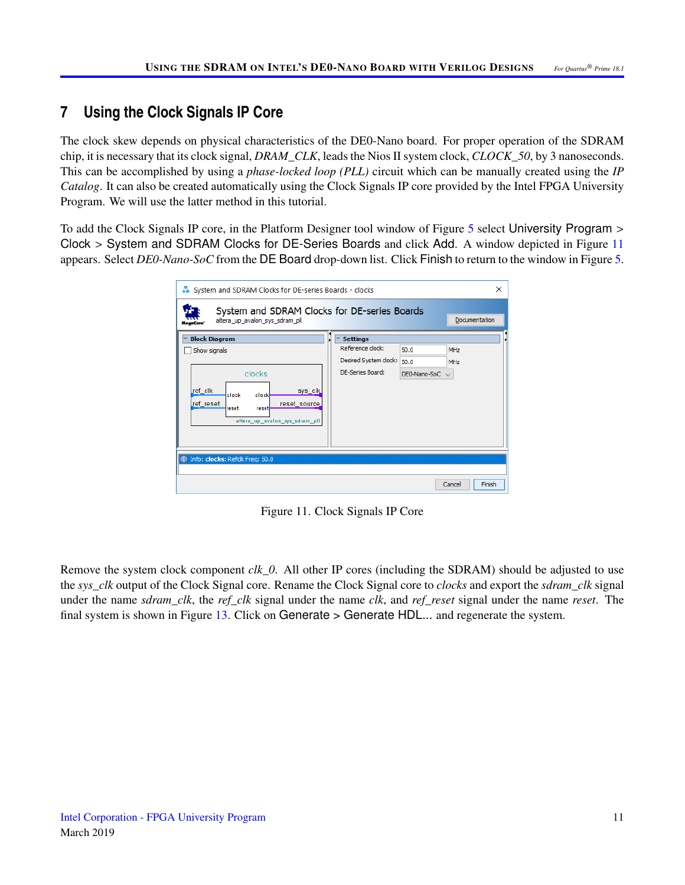## 7 Using the Clock Signals IP Core

The clock skew depends on physical characteristics of the DE0-Nano board. For proper operation of the SDRAM chip, it is necessary that its clock signal, *DRAM_CLK*, leads the Nios II system clock, *CLOCK_50*, by 3 nanoseconds. This can be accomplished by using a *phase-locked loop (PLL)* circuit which can be manually created using the *IP Catalog*. It can also be created automatically using the Clock Signals IP core provided by the Intel FPGA University Program. We will use the latter method in this tutorial.

To add the Clock Signals IP core, in the Platform Designer tool window of Figure 5 select University Program > Clock > System and SDRAM Clocks for DE-Series Boards and click Add. A window depicted in Figure 11 appears. Select *DE0-Nano-SoC* from the DE Board drop-down list. Click Finish to return to the window in Figure 5.

Figure 11. Clock Signals IP Core

Remove the system clock component *clk_0*. All other IP cores (including the SDRAM) should be adjusted to use the *sys_clk* output of the Clock Signal core. Rename the Clock Signal core to *clocks* and export the *sdram_clk* signal under the name *sdram_clk*, the *ref_clk* signal under the name *clk*, and *ref_reset* signal under the name *reset*. The final system is shown in Figure 13. Click on Generate > Generate HDL... and regenerate the system.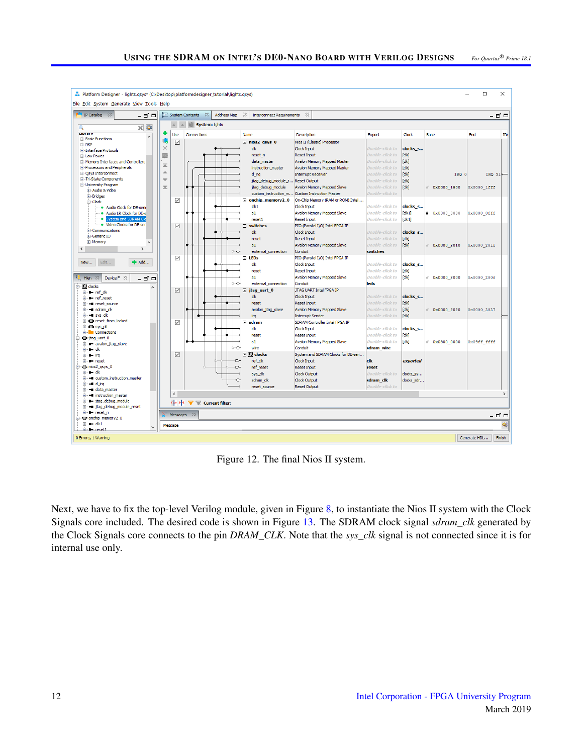Figure 12. The final Nios II system.

Next, we have to fix the top-level Verilog module, given in Figure 8, to instantiate the Nios II system with the Clock Signals core included. The desired code is shown in Figure 13. The SDRAM clock signal *sdram_clk* generated by the Clock Signals core connects to the pin *DRAM_CLK*. Note that the *sys_clk* signal is not connected since it is for internal use only.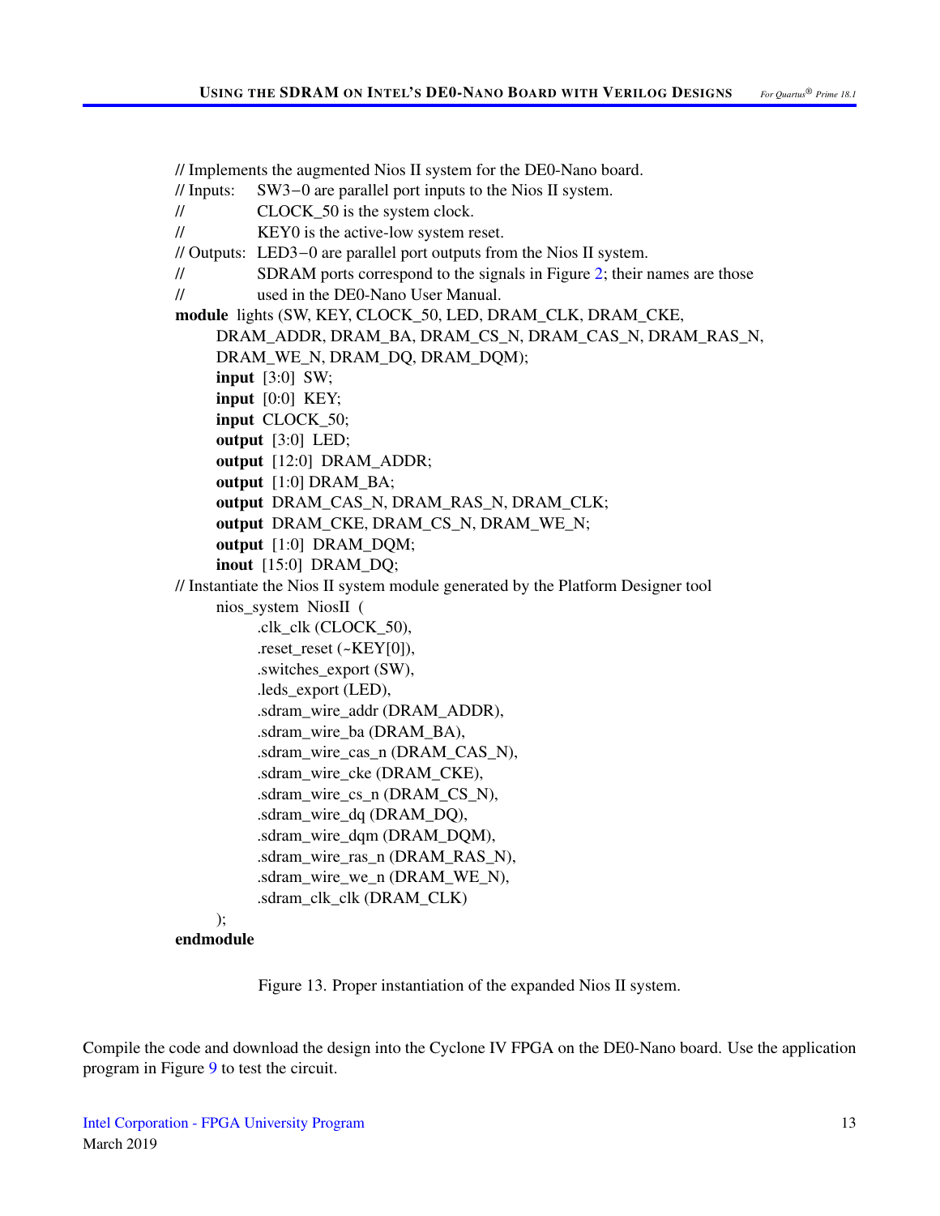```
// Implements the augmented Nios II system for the DE0-Nano board.
// Inputs:   SW3−0 are parallel port inputs to the Nios II system.
//           CLOCK_50 is the system clock.
//           KEY0 is the active-low system reset.
// Outputs:  LED3−0 are parallel port outputs from the Nios II system.
//           SDRAM ports correspond to the signals in Figure 2; their names are those
//           used in the DE0-Nano User Manual.
module lights (SW, KEY, CLOCK_50, LED, DRAM_CLK, DRAM_CKE,
    DRAM_ADDR, DRAM_BA, DRAM_CS_N, DRAM_CAS_N, DRAM_RAS_N,
    DRAM_WE_N, DRAM_DQ, DRAM_DQM);
    input  [3:0]  SW;
    input  [0:0]  KEY;
    input  CLOCK_50;
    output  [3:0]  LED;
    output  [12:0]  DRAM_ADDR;
    output  [1:0] DRAM_BA;
    output  DRAM_CAS_N, DRAM_RAS_N, DRAM_CLK;
    output  DRAM_CKE, DRAM_CS_N, DRAM_WE_N;
    output  [1:0]  DRAM_DQM;
    inout  [15:0]  DRAM_DQ;
// Instantiate the Nios II system module generated by the Platform Designer tool
    nios_system  NiosII  (
        .clk_clk (CLOCK_50),
        .reset_reset (~KEY[0]),
        .switches_export (SW),
        .leds_export (LED),
        .sdram_wire_addr (DRAM_ADDR),
        .sdram_wire_ba (DRAM_BA),
        .sdram_wire_cas_n (DRAM_CAS_N),
        .sdram_wire_cke (DRAM_CKE),
        .sdram_wire_cs_n (DRAM_CS_N),
        .sdram_wire_dq (DRAM_DQ),
        .sdram_wire_dqm (DRAM_DQM),
        .sdram_wire_ras_n (DRAM_RAS_N),
        .sdram_wire_we_n (DRAM_WE_N),
        .sdram_clk_clk (DRAM_CLK)
    );
endmodule
```

Figure 13. Proper instantiation of the expanded Nios II system.

Compile the code and download the design into the Cyclone IV FPGA on the DE0-Nano board. Use the application program in Figure 9 to test the circuit.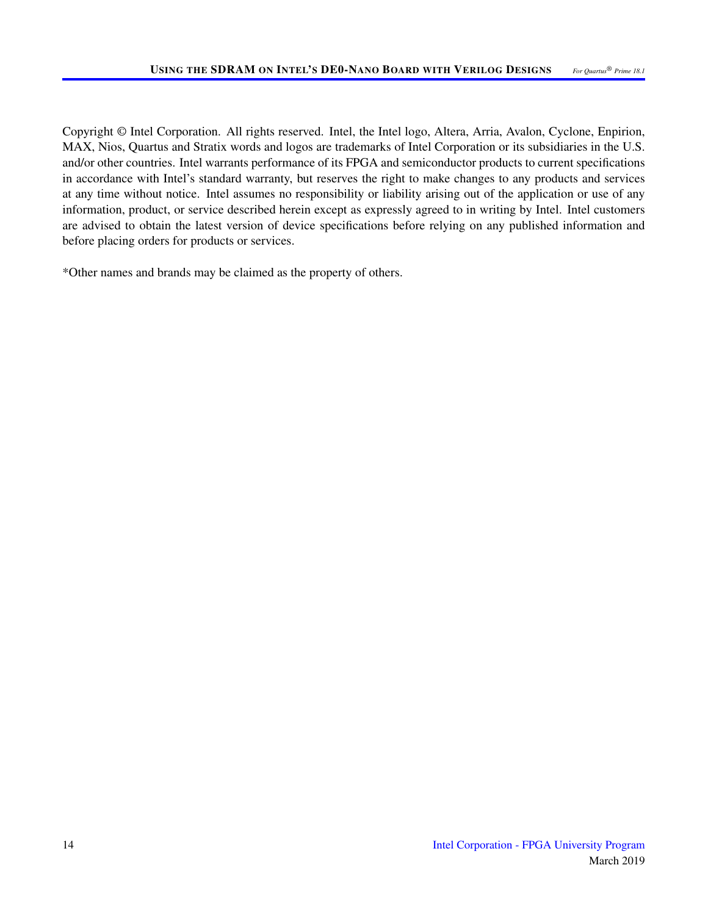Copyright © Intel Corporation. All rights reserved. Intel, the Intel logo, Altera, Arria, Avalon, Cyclone, Enpirion, MAX, Nios, Quartus and Stratix words and logos are trademarks of Intel Corporation or its subsidiaries in the U.S. and/or other countries. Intel warrants performance of its FPGA and semiconductor products to current specifications in accordance with Intel's standard warranty, but reserves the right to make changes to any products and services at any time without notice. Intel assumes no responsibility or liability arising out of the application or use of any information, product, or service described herein except as expressly agreed to in writing by Intel. Intel customers are advised to obtain the latest version of device specifications before relying on any published information and before placing orders for products or services.

*Other names and brands may be claimed as the property of others.